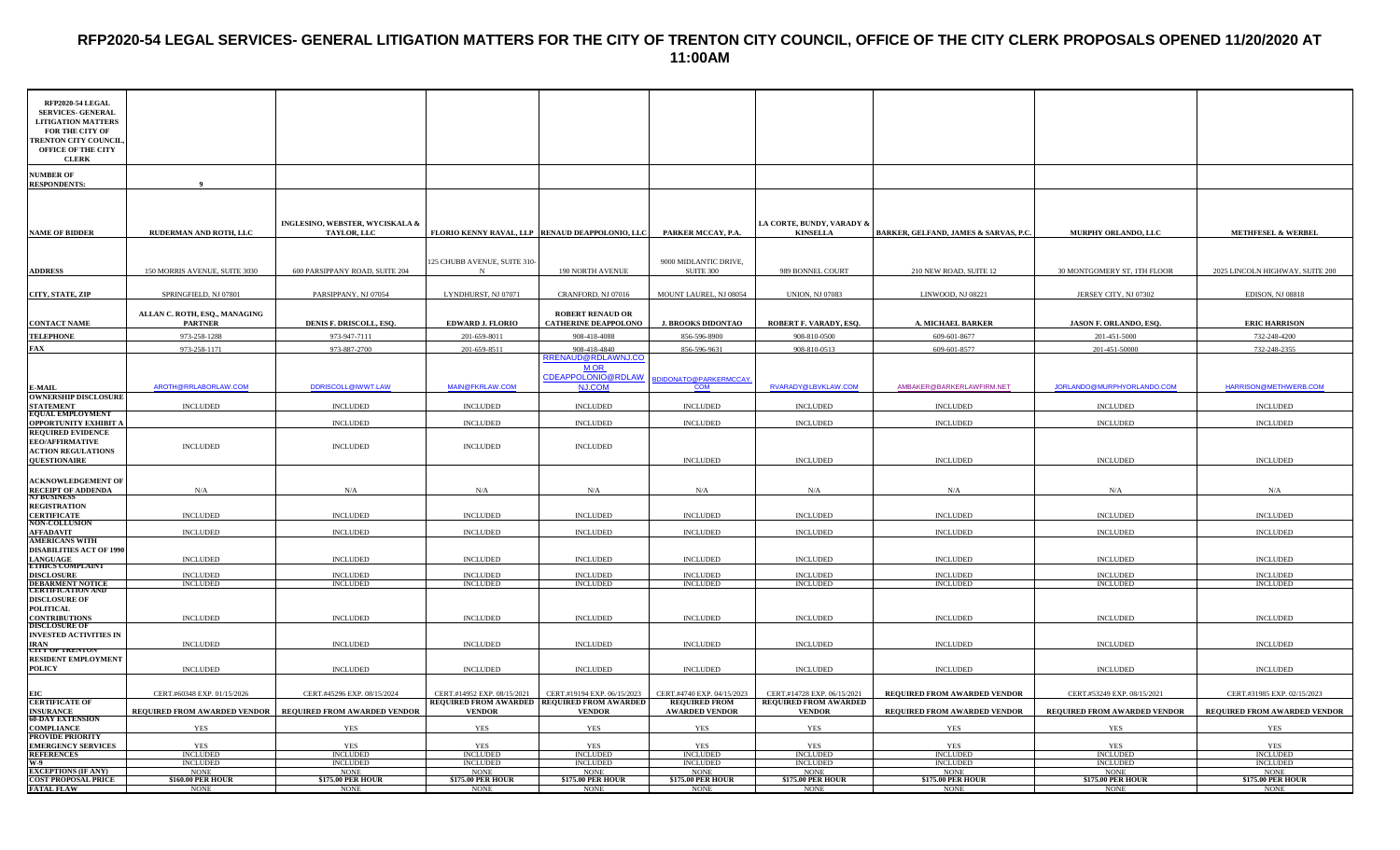# RFP2020-54 LEGAL SERVICES- GENERAL LITIGATION MATTERS FOR THE CITY OF TRENTON CITY COUNCIL, OFFICE OF THE CITY CLERK PROPOSALS OPENED 11/20/2020 AT 11:00AM

| RFP2020-54 LEGAL SERVICES- GENERAL LITIGATION MATTERS FOR THE CITY OF TRENTON CITY COUNCIL, OFFICE OF THE CITY CLERK | | | | | | | | | |
|---|---|---|---|---|---|---|---|---|---|
| NUMBER OF RESPONDENTS: | 9 | | | | | | | | |
| NAME OF BIDDER | RUDERMAN AND ROTH, LLC | INGLESINO, WEBSTER, WYCISKALA & TAYLOR, LLC | FLORIO KENNY RAVAL, LLP | RENAUD DEAPPOLONIO, LLC | PARKER MCCAY, P.A. | LA CORTE, BUNDY, VARADY & KINSELLA | BARKER, GELFAND, JAMES & SARVAS, P.C. | MURPHY ORLANDO, LLC | METHFESEL & WERBEL |
| ADDRESS | 150 MORRIS AVENUE, SUITE 3030 | 600 PARSIPPANY ROAD, SUITE 204 | 125 CHUBB AVENUE, SUITE 310-N | 190 NORTH AVENUE | 9000 MIDLANTIC DRIVE, SUITE 300 | 989 BONNEL COURT | 210 NEW ROAD, SUITE 12 | 30 MONTGOMERY ST, 1TH FLOOR | 2025 LINCOLN HIGHWAY, SUITE 200 |
| CITY, STATE, ZIP | SPRINGFIELD, NJ 07801 | PARSIPPANY, NJ 07054 | LYNDHURST, NJ 07071 | CRANFORD, NJ 07016 | MOUNT LAUREL, NJ 08054 | UNION, NJ 07083 | LINWOOD, NJ 08221 | JERSEY CITY, NJ 07302 | EDISON, NJ 08818 |
| CONTACT NAME | ALLAN C. ROTH, ESQ., MANAGING PARTNER | DENIS F. DRISCOLL, ESQ. | EDWARD J. FLORIO | ROBERT RENAUD OR CATHERINE DEAPPOLONO | J. BROOKS DIDONTAO | ROBERT F. VARADY, ESQ. | A. MICHAEL BARKER | JASON F. ORLANDO, ESQ. | ERIC HARRISON |
| TELEPHONE | 973-258-1288 | 973-947-7111 | 201-659-8011 | 908-418-4088 | 856-596-8900 | 908-810-0500 | 609-601-8677 | 201-451-5000 | 732-248-4200 |
| FAX | 973-258-1171 | 973-887-2700 | 201-659-8511 | 908-418-4840 | 856-596-9631 | 908-810-0513 | 609-601-8577 | 201-451-50000 | 732-248-2355 |
| E-MAIL | AROTH@RRLABORLAW.COM | DDRISCOLL@IWWT.LAW | MAIN@FKRLAW.COM | RRENAUD@RDLAWNJ.COM OR CDEAPPOLONIO@RDLAWNJ.COM | BDIDONATO@PARKERMCCAY.COM | RVARADY@LBVKLAW.COM | AMBAKER@BARKERLAWFIRM.NET | JORLANDO@MURPHYORLANDO.COM | HARRISON@METHWERB.COM |
| OWNERSHIP DISCLOSURE STATEMENT | INCLUDED | INCLUDED | INCLUDED | INCLUDED | INCLUDED | INCLUDED | INCLUDED | INCLUDED | INCLUDED |
| EQUAL EMPLOYMENT OPPORTUNITY EXHIBIT A | | INCLUDED | INCLUDED | INCLUDED | INCLUDED | INCLUDED | INCLUDED | INCLUDED | INCLUDED |
| REQUIRED EVIDENCE EEO/AFFIRMATIVE ACTION REGULATIONS QUESTIONAIRE | INCLUDED | INCLUDED | INCLUDED | INCLUDED | INCLUDED | INCLUDED | INCLUDED | INCLUDED | INCLUDED |
| ACKNOWLEDGEMENT OF RECEIPT OF ADDENDA | N/A | N/A | N/A | N/A | N/A | N/A | N/A | N/A | N/A |
| NJ BUSINESS REGISTRATION CERTIFICATE | INCLUDED | INCLUDED | INCLUDED | INCLUDED | INCLUDED | INCLUDED | INCLUDED | INCLUDED | INCLUDED |
| NON-COLLUSION AFFADAVIT | INCLUDED | INCLUDED | INCLUDED | INCLUDED | INCLUDED | INCLUDED | INCLUDED | INCLUDED | INCLUDED |
| AMERICANS WITH DISABILITIES ACT OF 1990 LANGUAGE | INCLUDED | INCLUDED | INCLUDED | INCLUDED | INCLUDED | INCLUDED | INCLUDED | INCLUDED | INCLUDED |
| ETHICS COMPLAINT DISCLOSURE | INCLUDED | INCLUDED | INCLUDED | INCLUDED | INCLUDED | INCLUDED | INCLUDED | INCLUDED | INCLUDED |
| DEBARMENT NOTICE | INCLUDED | INCLUDED | INCLUDED | INCLUDED | INCLUDED | INCLUDED | INCLUDED | INCLUDED | INCLUDED |
| CERTIFICATION AND DISCLOSURE OF POLITICAL CONTRIBUTIONS | INCLUDED | INCLUDED | INCLUDED | INCLUDED | INCLUDED | INCLUDED | INCLUDED | INCLUDED | INCLUDED |
| DISCLOSURE OF INVESTED ACTIVITIES IN IRAN | INCLUDED | INCLUDED | INCLUDED | INCLUDED | INCLUDED | INCLUDED | INCLUDED | INCLUDED | INCLUDED |
| CITY OF TRENTON RESIDENT EMPLOYMENT POLICY | INCLUDED | INCLUDED | INCLUDED | INCLUDED | INCLUDED | INCLUDED | INCLUDED | INCLUDED | INCLUDED |
| EIC | CERT.#60348 EXP. 01/15/2026 | CERT.#45296 EXP. 08/15/2024 | CERT.#14952 EXP. 08/15/2021 | CERT.#19194 EXP. 06/15/2023 | CERT.#4740 EXP. 04/15/2023 | CERT.#14728 EXP. 06/15/2021 | REQUIRED FROM AWARDED VENDOR | CERT.#53249 EXP. 08/15/2021 | CERT.#31985 EXP. 02/15/2023 |
| CERTIFICATE OF INSURANCE | REQUIRED FROM AWARDED VENDOR | REQUIRED FROM AWARDED VENDOR | REQUIRED FROM AWARDED VENDOR | REQUIRED FROM AWARDED VENDOR | REQUIRED FROM AWARDED VENDOR | REQUIRED FROM AWARDED VENDOR | REQUIRED FROM AWARDED VENDOR | REQUIRED FROM AWARDED VENDOR | REQUIRED FROM AWARDED VENDOR |
| 60-DAY EXTENSION COMPLIANCE | YES | YES | YES | YES | YES | YES | YES | YES | YES |
| PROVIDE PRIORITY EMERGENCY SERVICES | YES | YES | YES | YES | YES | YES | YES | YES | YES |
| REFERENCES | INCLUDED | INCLUDED | INCLUDED | INCLUDED | INCLUDED | INCLUDED | INCLUDED | INCLUDED | INCLUDED |
| W-9 | INCLUDED | INCLUDED | INCLUDED | INCLUDED | INCLUDED | INCLUDED | INCLUDED | INCLUDED | INCLUDED |
| EXCEPTIONS (IF ANY) | NONE | NONE | NONE | NONE | NONE | NONE | NONE | NONE | NONE |
| COST PROPOSAL PRICE | $160.00 PER HOUR | $175.00 PER HOUR | $175.00 PER HOUR | $175.00 PER HOUR | $175.00 PER HOUR | $175.00 PER HOUR | $175.00 PER HOUR | $175.00 PER HOUR | $175.00 PER HOUR |
| FATAL FLAW | NONE | NONE | NONE | NONE | NONE | NONE | NONE | NONE | NONE |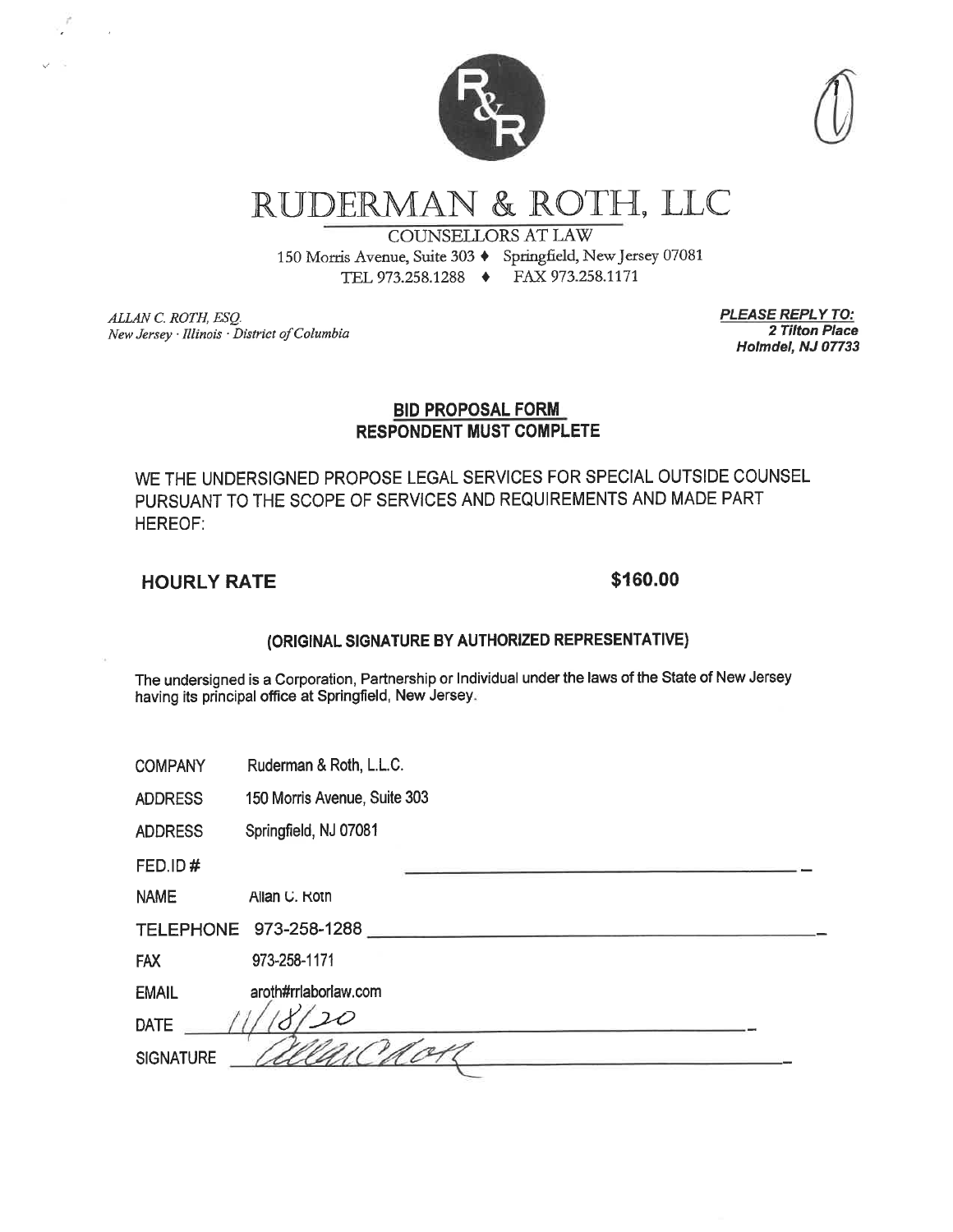# RUDERMAN & ROTH, LLC

COUNSELLORS AT LAW
150 Morris Avenue, Suite 303 ♦ Springfield, New Jersey 07081
TEL 973.258.1288 ♦ FAX 973.258.1171

*ALLAN C. ROTH, ESQ.*
*New Jersey · Illinois · District of Columbia*

***PLEASE REPLY TO:***
***2 Tilton Place***
***Holmdel, NJ 07733***

## BID PROPOSAL FORM
## RESPONDENT MUST COMPLETE

WE THE UNDERSIGNED PROPOSE LEGAL SERVICES FOR SPECIAL OUTSIDE COUNSEL PURSUANT TO THE SCOPE OF SERVICES AND REQUIREMENTS AND MADE PART HEREOF:

**HOURLY RATE** **$160.00**

**(ORIGINAL SIGNATURE BY AUTHORIZED REPRESENTATIVE)**

The undersigned is a Corporation, Partnership or Individual under the laws of the State of New Jersey having its principal office at Springfield, New Jersey.

COMPANY Ruderman & Roth, L.L.C.

ADDRESS 150 Morris Avenue, Suite 303

ADDRESS Springfield, NJ 07081

FED.ID # ______________________

NAME Allan C. Roth

TELEPHONE 973-258-1288

FAX 973-258-1171

EMAIL aroth#rrlaborlaw.com

DATE 11/18/20

SIGNATURE Allan C Roth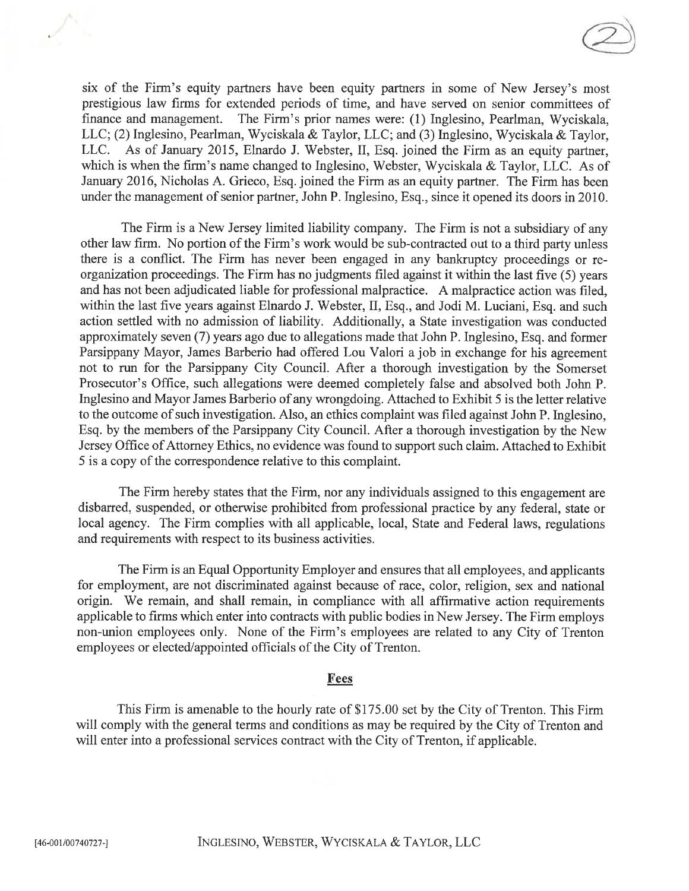six of the Firm's equity partners have been equity partners in some of New Jersey's most prestigious law firms for extended periods of time, and have served on senior committees of finance and management. The Firm's prior names were: (1) Inglesino, Pearlman, Wyciskala, LLC; (2) Inglesino, Pearlman, Wyciskala & Taylor, LLC; and (3) Inglesino, Wyciskala & Taylor, LLC. As of January 2015, Elnardo J. Webster, II, Esq. joined the Firm as an equity partner, which is when the firm's name changed to Inglesino, Webster, Wyciskala & Taylor, LLC. As of January 2016, Nicholas A. Grieco, Esq. joined the Firm as an equity partner. The Firm has been under the management of senior partner, John P. Inglesino, Esq., since it opened its doors in 2010.

The Firm is a New Jersey limited liability company. The Firm is not a subsidiary of any other law firm. No portion of the Firm's work would be sub-contracted out to a third party unless there is a conflict. The Firm has never been engaged in any bankruptcy proceedings or re-organization proceedings. The Firm has no judgments filed against it within the last five (5) years and has not been adjudicated liable for professional malpractice. A malpractice action was filed, within the last five years against Elnardo J. Webster, II, Esq., and Jodi M. Luciani, Esq. and such action settled with no admission of liability. Additionally, a State investigation was conducted approximately seven (7) years ago due to allegations made that John P. Inglesino, Esq. and former Parsippany Mayor, James Barberio had offered Lou Valori a job in exchange for his agreement not to run for the Parsippany City Council. After a thorough investigation by the Somerset Prosecutor's Office, such allegations were deemed completely false and absolved both John P. Inglesino and Mayor James Barberio of any wrongdoing. Attached to Exhibit 5 is the letter relative to the outcome of such investigation. Also, an ethics complaint was filed against John P. Inglesino, Esq. by the members of the Parsippany City Council. After a thorough investigation by the New Jersey Office of Attorney Ethics, no evidence was found to support such claim. Attached to Exhibit 5 is a copy of the correspondence relative to this complaint.

The Firm hereby states that the Firm, nor any individuals assigned to this engagement are disbarred, suspended, or otherwise prohibited from professional practice by any federal, state or local agency. The Firm complies with all applicable, local, State and Federal laws, regulations and requirements with respect to its business activities.

The Firm is an Equal Opportunity Employer and ensures that all employees, and applicants for employment, are not discriminated against because of race, color, religion, sex and national origin. We remain, and shall remain, in compliance with all affirmative action requirements applicable to firms which enter into contracts with public bodies in New Jersey. The Firm employs non-union employees only. None of the Firm's employees are related to any City of Trenton employees or elected/appointed officials of the City of Trenton.

## Fees

This Firm is amenable to the hourly rate of $175.00 set by the City of Trenton. This Firm will comply with the general terms and conditions as may be required by the City of Trenton and will enter into a professional services contract with the City of Trenton, if applicable.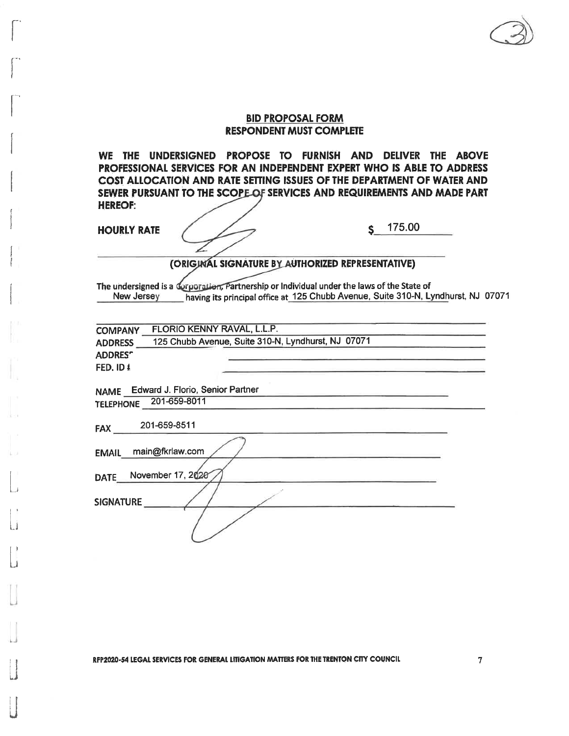## BID PROPOSAL FORM
## RESPONDENT MUST COMPLETE

**WE THE UNDERSIGNED PROPOSE TO FURNISH AND DELIVER THE ABOVE PROFESSIONAL SERVICES FOR AN INDEPENDENT EXPERT WHO IS ABLE TO ADDRESS COST ALLOCATION AND RATE SETTING ISSUES OF THE DEPARTMENT OF WATER AND SEWER PURSUANT TO THE SCOPE OF SERVICES AND REQUIREMENTS AND MADE PART HEREOF:**

**HOURLY RATE** $ 175.00

**(ORIGINAL SIGNATURE BY AUTHORIZED REPRESENTATIVE)**

The undersigned is a Corporation, Partnership or Individual under the laws of the State of New Jersey having its principal office at 125 Chubb Avenue, Suite 310-N, Lyndhurst, NJ 07071

COMPANY FLORIO KENNY RAVAL, L.L.P.

ADDRESS 125 Chubb Avenue, Suite 310-N, Lyndhurst, NJ 07071

ADDRESS

FED. ID #

NAME Edward J. Florio, Senior Partner

TELEPHONE 201-659-8011

FAX 201-659-8511

EMAIL main@fkrlaw.com

DATE November 17, 2020

SIGNATURE

RFP2020-54 LEGAL SERVICES FOR GENERAL LITIGATION MATTERS FOR THE TRENTON CITY COUNCIL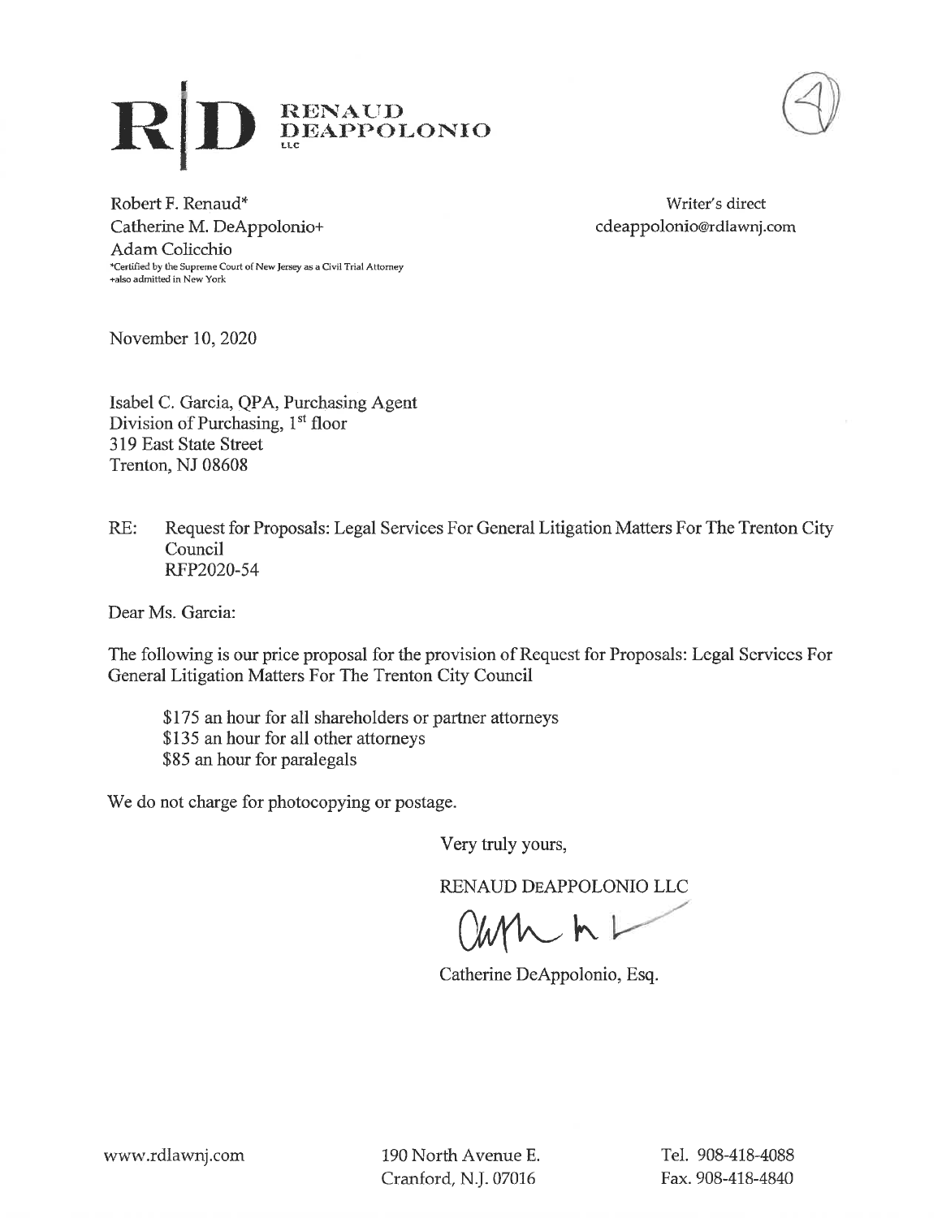# R|D RENAUD DEAPPOLONIO LLC

(4)

Robert F. Renaud*
Catherine M. DeAppolonio+
Adam Colicchio
*Certified by the Supreme Court of New Jersey as a Civil Trial Attorney
+also admitted in New York

Writer's direct
cdeappolonio@rdlawnj.com

November 10, 2020

Isabel C. Garcia, QPA, Purchasing Agent
Division of Purchasing, 1st floor
319 East State Street
Trenton, NJ 08608

RE: Request for Proposals: Legal Services For General Litigation Matters For The Trenton City Council
RFP2020-54

Dear Ms. Garcia:

The following is our price proposal for the provision of Request for Proposals: Legal Services For General Litigation Matters For The Trenton City Council

- $175 an hour for all shareholders or partner attorneys
- $135 an hour for all other attorneys
- $85 an hour for paralegals

We do not charge for photocopying or postage.

Very truly yours,

RENAUD DEAPPOLONIO LLC

Catherine DeAppolonio, Esq.

www.rdlawnj.com

190 North Avenue E.
Cranford, N.J. 07016

Tel. 908-418-4088
Fax. 908-418-4840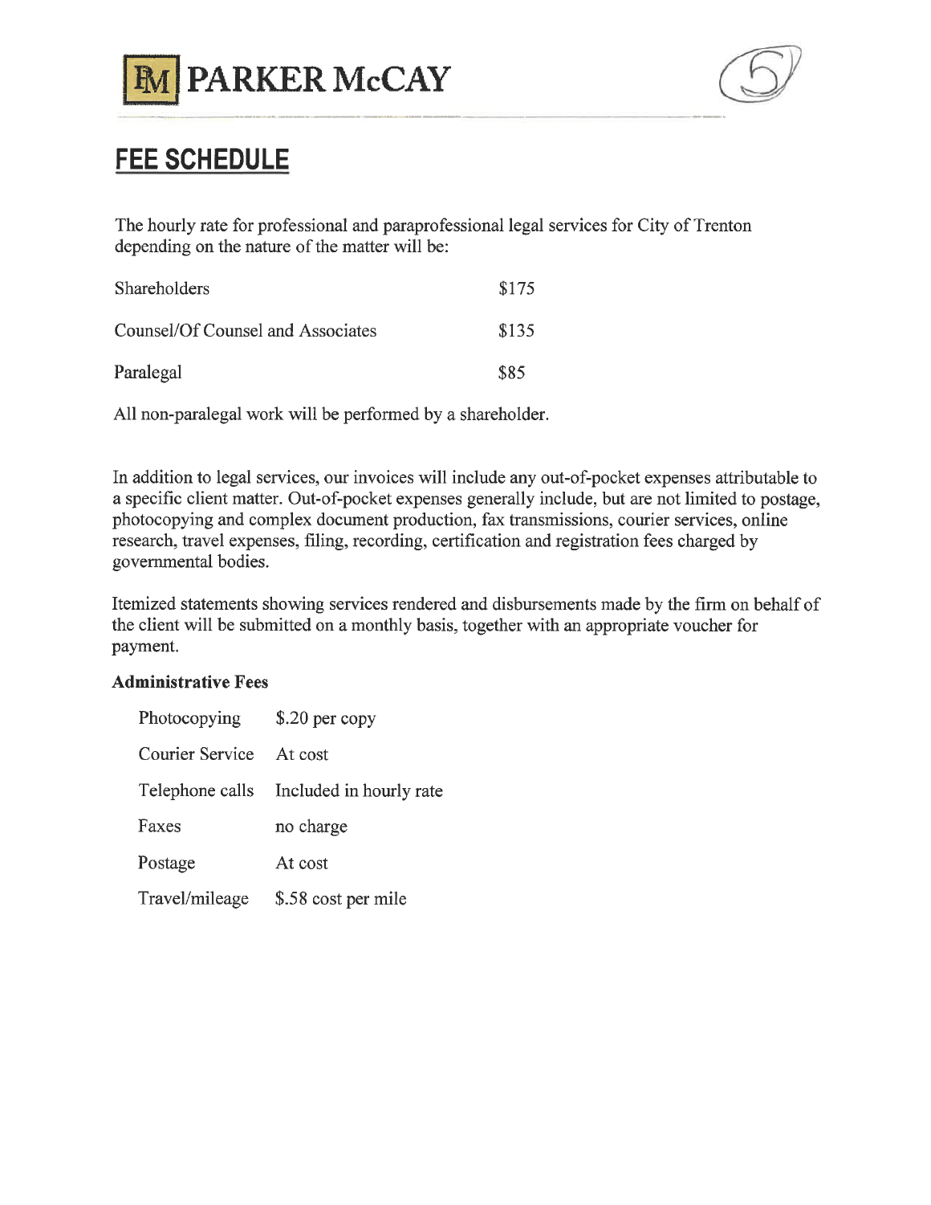# PARKER McCAY

## FEE SCHEDULE

The hourly rate for professional and paraprofessional legal services for City of Trenton depending on the nature of the matter will be:

| | |
|---|---|
| Shareholders | $175 |
| Counsel/Of Counsel and Associates | $135 |
| Paralegal | $85 |

All non-paralegal work will be performed by a shareholder.

In addition to legal services, our invoices will include any out-of-pocket expenses attributable to a specific client matter. Out-of-pocket expenses generally include, but are not limited to postage, photocopying and complex document production, fax transmissions, courier services, online research, travel expenses, filing, recording, certification and registration fees charged by governmental bodies.

Itemized statements showing services rendered and disbursements made by the firm on behalf of the client will be submitted on a monthly basis, together with an appropriate voucher for payment.

**Administrative Fees**

| | |
|---|---|
| Photocopying | $.20 per copy |
| Courier Service | At cost |
| Telephone calls | Included in hourly rate |
| Faxes | no charge |
| Postage | At cost |
| Travel/mileage | $.58 cost per mile |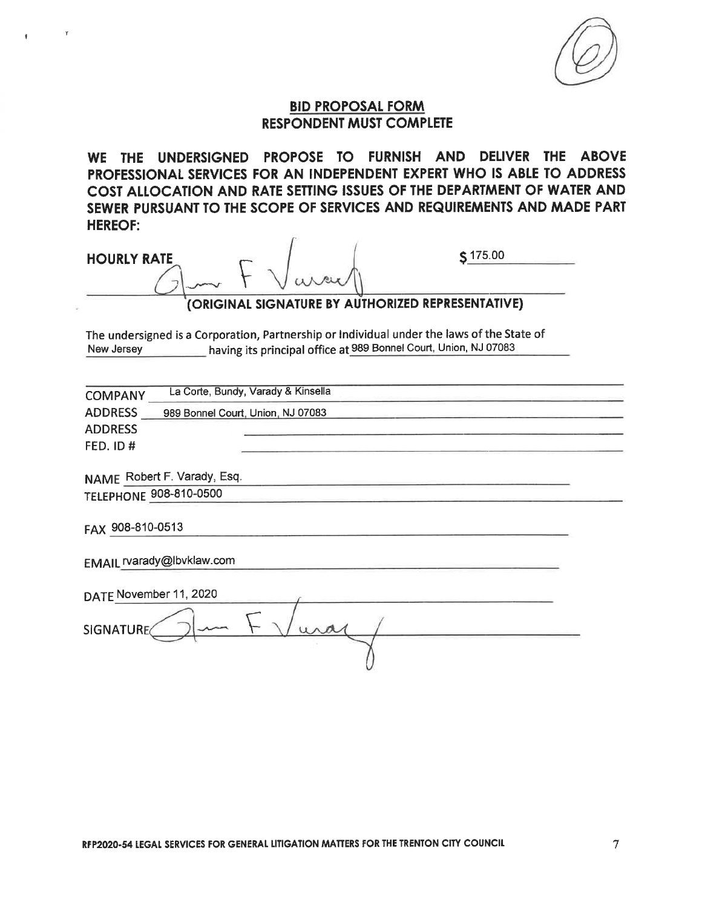## BID PROPOSAL FORM
## RESPONDENT MUST COMPLETE

**WE THE UNDERSIGNED PROPOSE TO FURNISH AND DELIVER THE ABOVE PROFESSIONAL SERVICES FOR AN INDEPENDENT EXPERT WHO IS ABLE TO ADDRESS COST ALLOCATION AND RATE SETTING ISSUES OF THE DEPARTMENT OF WATER AND SEWER PURSUANT TO THE SCOPE OF SERVICES AND REQUIREMENTS AND MADE PART HEREOF:**

**HOURLY RATE** $175.00

**(ORIGINAL SIGNATURE BY AUTHORIZED REPRESENTATIVE)**

The undersigned is a Corporation, Partnership or Individual under the laws of the State of New Jersey having its principal office at 989 Bonnel Court, Union, NJ 07083

COMPANY La Corte, Bundy, Varady & Kinsella

ADDRESS 989 Bonnel Court, Union, NJ 07083

ADDRESS

FED. ID #

NAME Robert F. Varady, Esq.

TELEPHONE 908-810-0500

FAX 908-810-0513

EMAIL rvarady@lbvklaw.com

DATE November 11, 2020

SIGNATURE

RFP2020-54 LEGAL SERVICES FOR GENERAL LITIGATION MATTERS FOR THE TRENTON CITY COUNCIL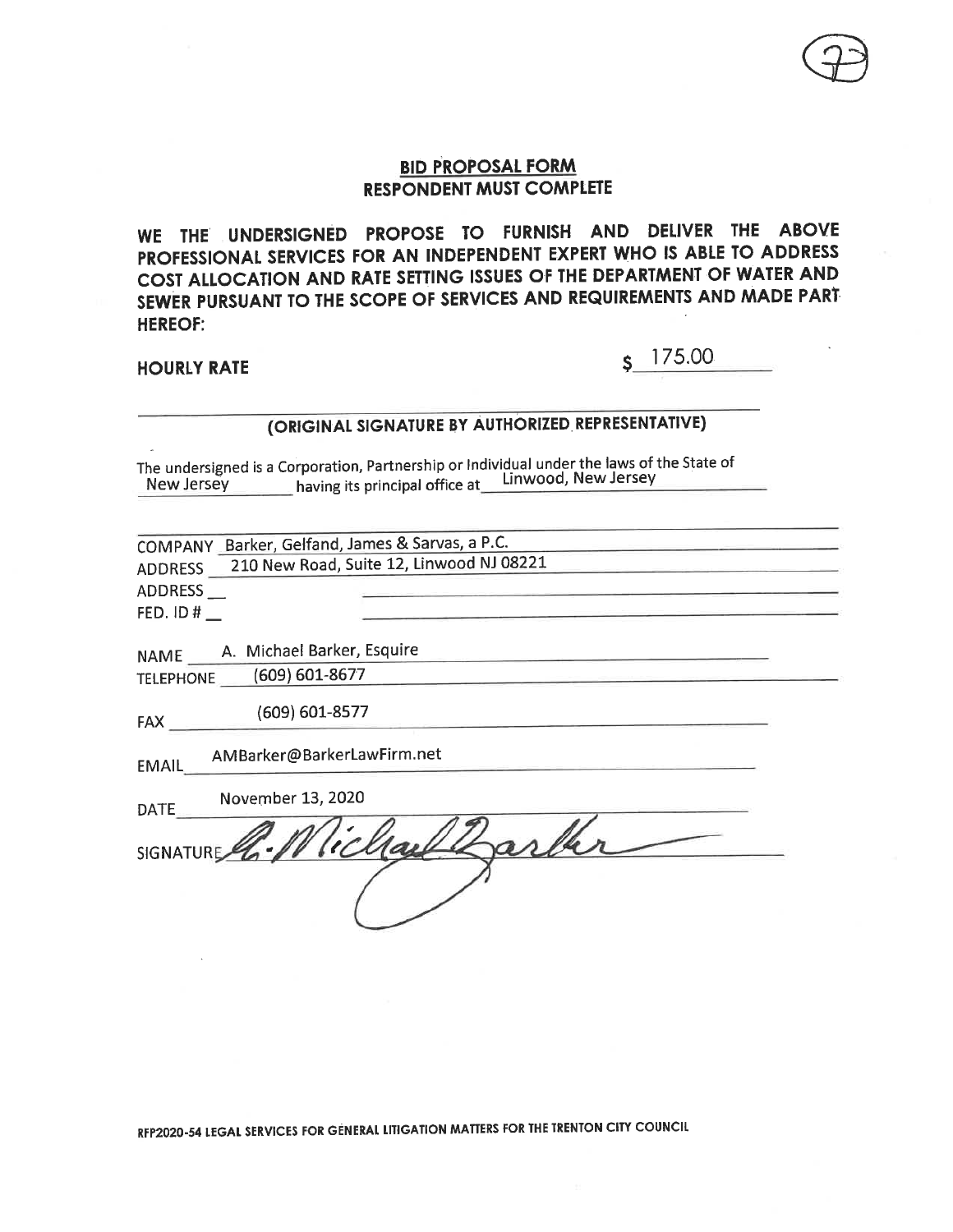## BID PROPOSAL FORM
## RESPONDENT MUST COMPLETE

**WE THE UNDERSIGNED PROPOSE TO FURNISH AND DELIVER THE ABOVE PROFESSIONAL SERVICES FOR AN INDEPENDENT EXPERT WHO IS ABLE TO ADDRESS COST ALLOCATION AND RATE SETTING ISSUES OF THE DEPARTMENT OF WATER AND SEWER PURSUANT TO THE SCOPE OF SERVICES AND REQUIREMENTS AND MADE PART HEREOF:**

**HOURLY RATE** $ 175.00

______________________________
**(ORIGINAL SIGNATURE BY AUTHORIZED REPRESENTATIVE)**

The undersigned is a Corporation, Partnership or Individual under the laws of the State of New Jersey having its principal office at Linwood, New Jersey

COMPANY Barker, Gelfand, James & Sarvas, a P.C.

ADDRESS 210 New Road, Suite 12, Linwood NJ 08221

ADDRESS

FED. ID #

NAME A. Michael Barker, Esquire

TELEPHONE (609) 601-8677

FAX (609) 601-8577

EMAIL AMBarker@BarkerLawFirm.net

DATE November 13, 2020

SIGNATURE A. Michael Barker

RFP2020-54 LEGAL SERVICES FOR GENERAL LITIGATION MATTERS FOR THE TRENTON CITY COUNCIL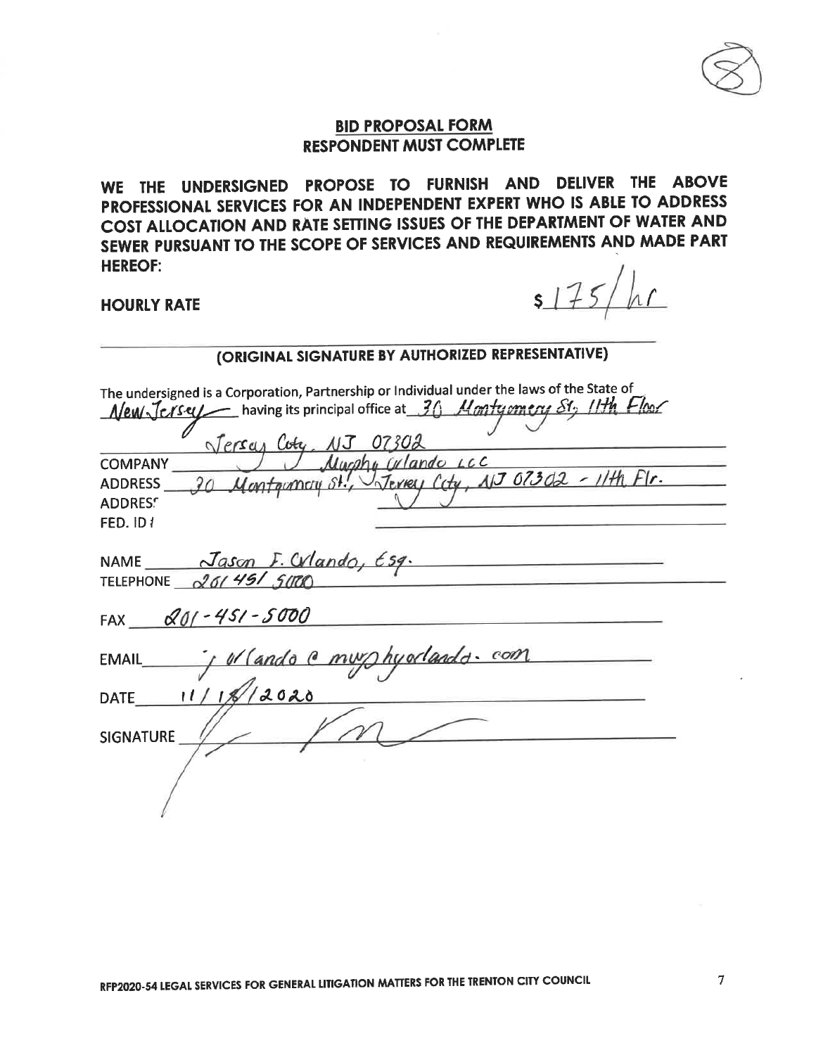## BID PROPOSAL FORM
## RESPONDENT MUST COMPLETE

**WE THE UNDERSIGNED PROPOSE TO FURNISH AND DELIVER THE ABOVE PROFESSIONAL SERVICES FOR AN INDEPENDENT EXPERT WHO IS ABLE TO ADDRESS COST ALLOCATION AND RATE SETTING ISSUES OF THE DEPARTMENT OF WATER AND SEWER PURSUANT TO THE SCOPE OF SERVICES AND REQUIREMENTS AND MADE PART HEREOF:**

**HOURLY RATE** $175/hr

**(ORIGINAL SIGNATURE BY AUTHORIZED REPRESENTATIVE)**

The undersigned is a Corporation, Partnership or Individual under the laws of the State of New Jersey having its principal office at 30 Montgomery St, 11th Floor Jersey City, NJ 07302

COMPANY Murphy Orlando LLC

ADDRESS 30 Montgomery St., Jersey City, NJ 07302 - 11th Flr.

ADDRESS

FED. ID #

NAME Jason F. Orlando, Esq.

TELEPHONE 201 451 5000

FAX 201-451-5000

EMAIL jorlando@murphyorlando.com

DATE 11/18/2020

SIGNATURE [signature]

RFP2020-54 LEGAL SERVICES FOR GENERAL LITIGATION MATTERS FOR THE TRENTON CITY COUNCIL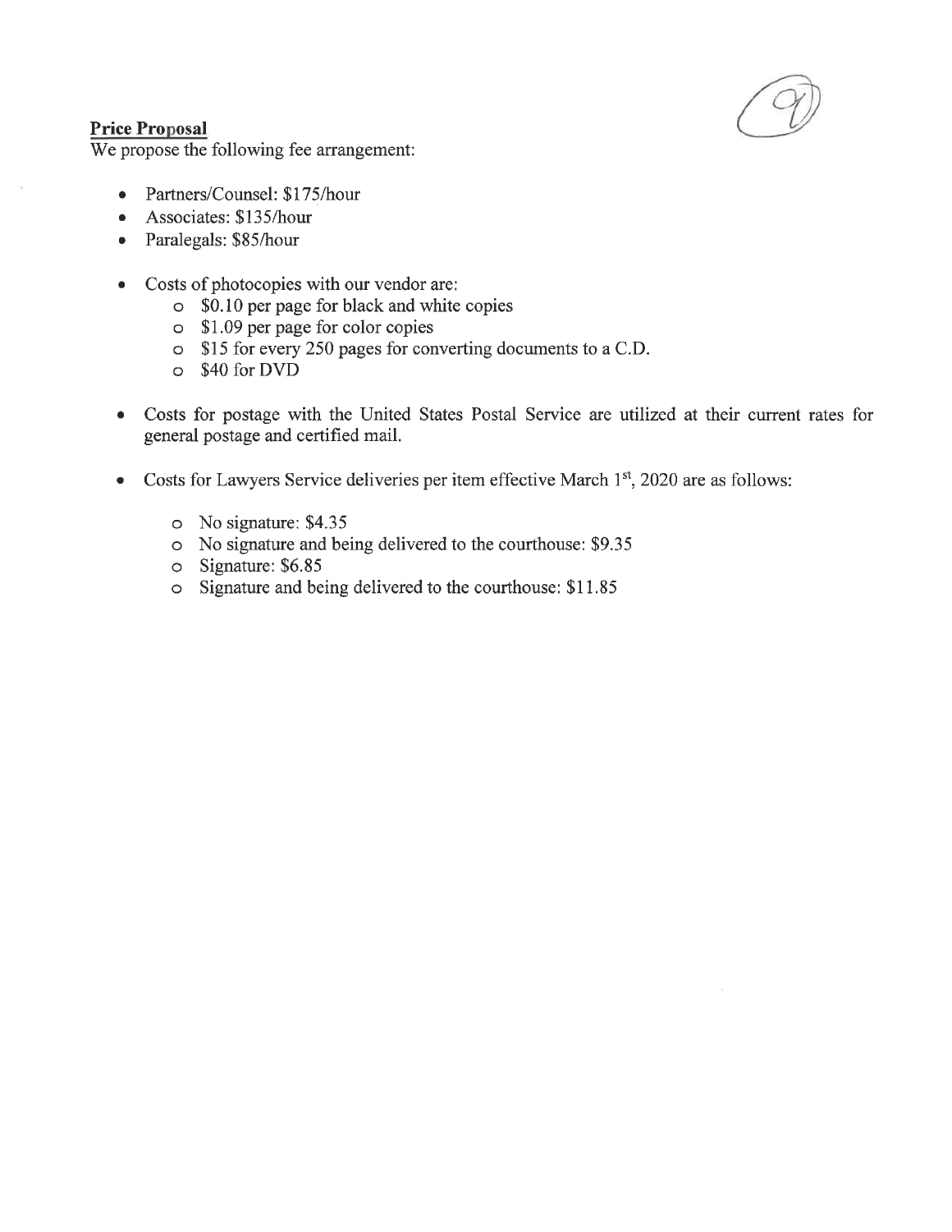**Price Proposal**

We propose the following fee arrangement:

- Partners/Counsel: $175/hour
- Associates: $135/hour
- Paralegals: $85/hour

- Costs of photocopies with our vendor are:
  - $0.10 per page for black and white copies
  - $1.09 per page for color copies
  - $15 for every 250 pages for converting documents to a C.D.
  - $40 for DVD

- Costs for postage with the United States Postal Service are utilized at their current rates for general postage and certified mail.

- Costs for Lawyers Service deliveries per item effective March 1st, 2020 are as follows:
  - No signature: $4.35
  - No signature and being delivered to the courthouse: $9.35
  - Signature: $6.85
  - Signature and being delivered to the courthouse: $11.85